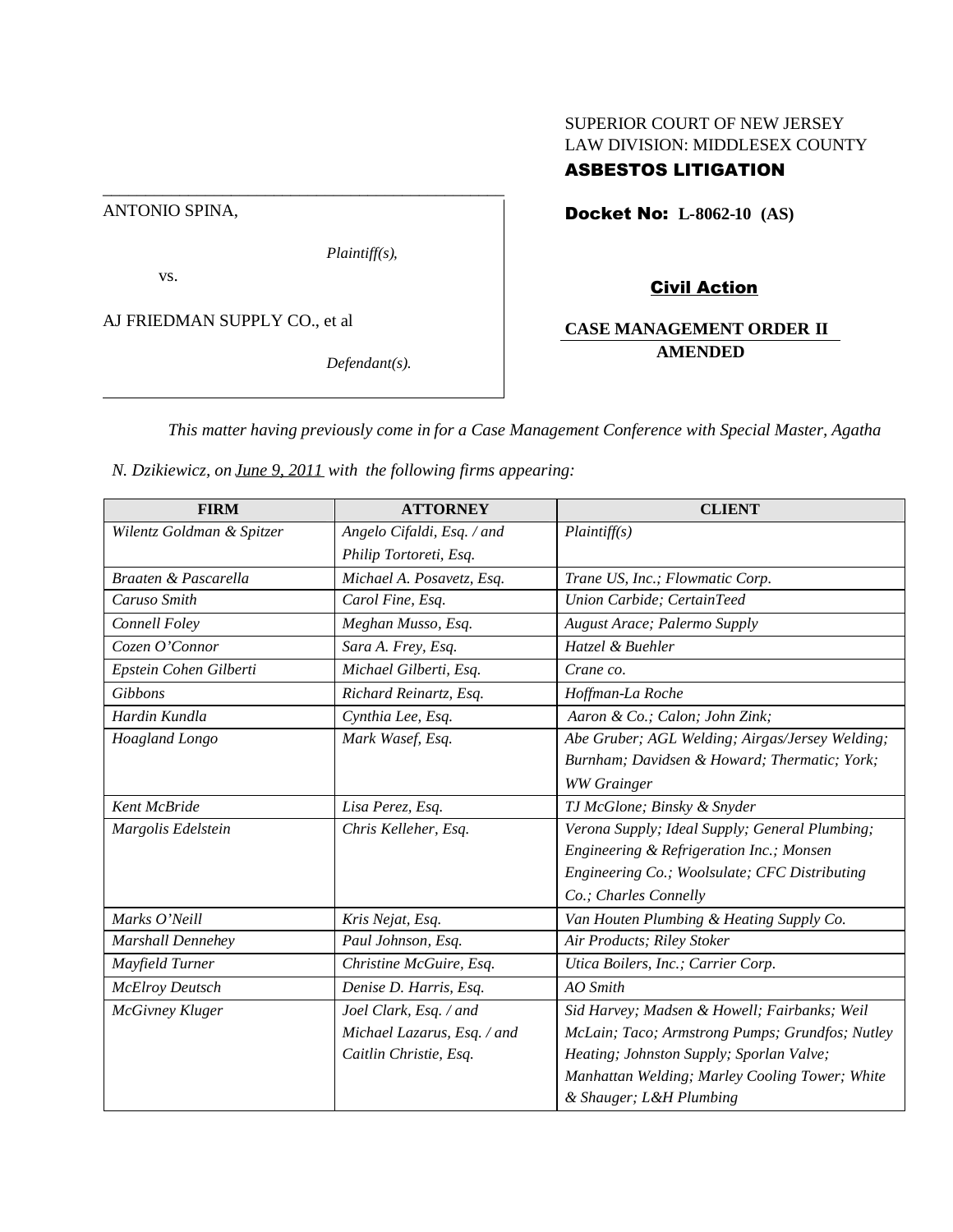SUPERIOR COURT OF NEW JERSEY
LAW DIVISION: MIDDLESEX COUNTY
**ASBESTOS LITIGATION**

ANTONIO SPINA,

*Plaintiff(s),*

vs.

AJ FRIEDMAN SUPPLY CO., et al

*Defendant(s).*

**Docket No: L-8062-10 (AS)**

**Civil Action**

**CASE MANAGEMENT ORDER II AMENDED**

*This matter having previously come in for a Case Management Conference with Special Master, Agatha N. Dzikiewicz, on June 9, 2011 with the following firms appearing:*

| FIRM | ATTORNEY | CLIENT |
|---|---|---|
| *Wilentz Goldman & Spitzer* | *Angelo Cifaldi, Esq. / and Philip Tortoreti, Esq.* | *Plaintiff(s)* |
| *Braaten & Pascarella* | *Michael A. Posavetz, Esq.* | *Trane US, Inc.; Flowmatic Corp.* |
| *Caruso Smith* | *Carol Fine, Esq.* | *Union Carbide; CertainTeed* |
| *Connell Foley* | *Meghan Musso, Esq.* | *August Arace; Palermo Supply* |
| *Cozen O'Connor* | *Sara A. Frey, Esq.* | *Hatzel & Buehler* |
| *Epstein Cohen Gilberti* | *Michael Gilberti, Esq.* | *Crane co.* |
| *Gibbons* | *Richard Reinartz, Esq.* | *Hoffman-La Roche* |
| *Hardin Kundla* | *Cynthia Lee, Esq.* | *Aaron & Co.; Calon; John Zink;* |
| *Hoagland Longo* | *Mark Wasef, Esq.* | *Abe Gruber; AGL Welding; Airgas/Jersey Welding; Burnham; Davidsen & Howard; Thermatic; York; WW Grainger* |
| *Kent McBride* | *Lisa Perez, Esq.* | *TJ McGlone; Binsky & Snyder* |
| *Margolis Edelstein* | *Chris Kelleher, Esq.* | *Verona Supply; Ideal Supply; General Plumbing; Engineering & Refrigeration Inc.; Monsen Engineering Co.; Woolsulate; CFC Distributing Co.; Charles Connelly* |
| *Marks O'Neill* | *Kris Nejat, Esq.* | *Van Houten Plumbing & Heating Supply Co.* |
| *Marshall Dennehey* | *Paul Johnson, Esq.* | *Air Products; Riley Stoker* |
| *Mayfield Turner* | *Christine McGuire, Esq.* | *Utica Boilers, Inc.; Carrier Corp.* |
| *McElroy Deutsch* | *Denise D. Harris, Esq.* | *AO Smith* |
| *McGivney Kluger* | *Joel Clark, Esq. / and Michael Lazarus, Esq. / and Caitlin Christie, Esq.* | *Sid Harvey; Madsen & Howell; Fairbanks; Weil McLain; Taco; Armstrong Pumps; Grundfos; Nutley Heating; Johnston Supply; Sporlan Valve; Manhattan Welding; Marley Cooling Tower; White & Shauger; L&H Plumbing* |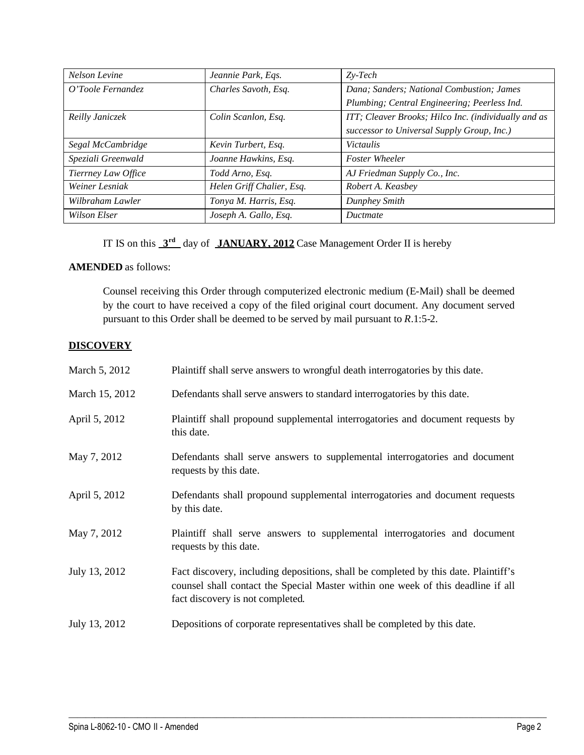| Nelson Levine | Jeannie Park, Eqs. | Zy-Tech |
|---|---|---|
| O'Toole Fernandez | Charles Savoth, Esq. | Dana; Sanders; National Combustion; James Plumbing; Central Engineering; Peerless Ind. |
| Reilly Janiczek | Colin Scanlon, Esq. | ITT; Cleaver Brooks; Hilco Inc. (individually and as successor to Universal Supply Group, Inc.) |
| Segal McCambridge | Kevin Turbert, Esq. | Victaulis |
| Speziali Greenwald | Joanne Hawkins, Esq. | Foster Wheeler |
| Tierrney Law Office | Todd Arno, Esq. | AJ Friedman Supply Co., Inc. |
| Weiner Lesniak | Helen Griff Chalier, Esq. | Robert A. Keasbey |
| Wilbraham Lawler | Tonya M. Harris, Esq. | Dunphey Smith |
| Wilson Elser | Joseph A. Gallo, Esq. | Ductmate |

IT IS on this **3rd** day of **JANUARY, 2012** Case Management Order II is hereby

**AMENDED** as follows:

Counsel receiving this Order through computerized electronic medium (E-Mail) shall be deemed by the court to have received a copy of the filed original court document. Any document served pursuant to this Order shall be deemed to be served by mail pursuant to *R*.1:5-2.

**DISCOVERY**

| | |
|---|---|
| March 5, 2012 | Plaintiff shall serve answers to wrongful death interrogatories by this date. |
| March 15, 2012 | Defendants shall serve answers to standard interrogatories by this date. |
| April 5, 2012 | Plaintiff shall propound supplemental interrogatories and document requests by this date. |
| May 7, 2012 | Defendants shall serve answers to supplemental interrogatories and document requests by this date. |
| April 5, 2012 | Defendants shall propound supplemental interrogatories and document requests by this date. |
| May 7, 2012 | Plaintiff shall serve answers to supplemental interrogatories and document requests by this date. |
| July 13, 2012 | Fact discovery, including depositions, shall be completed by this date. Plaintiff's counsel shall contact the Special Master within one week of this deadline if all fact discovery is not completed. |
| July 13, 2012 | Depositions of corporate representatives shall be completed by this date. |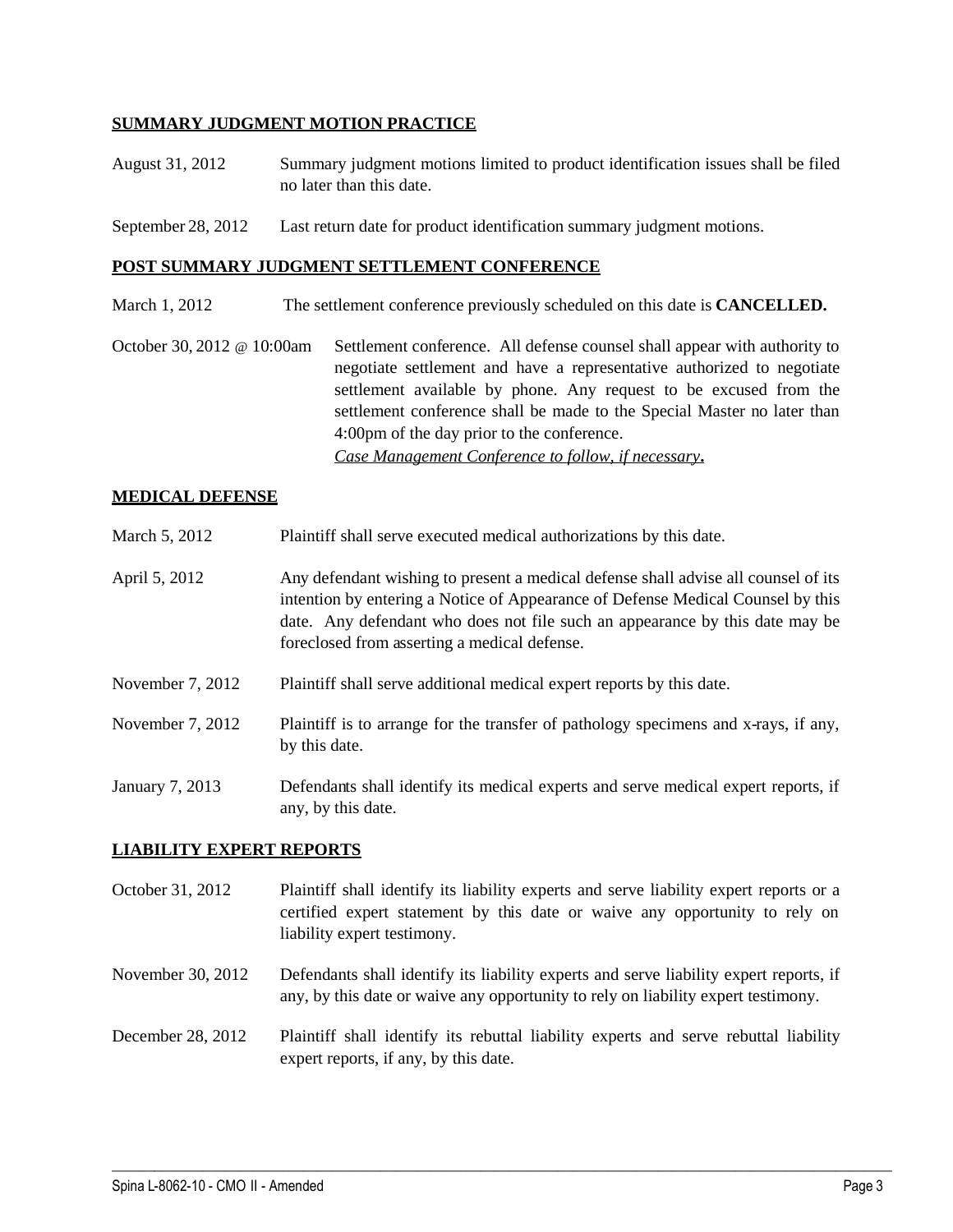**SUMMARY JUDGMENT MOTION PRACTICE**

| | |
|---|---|
| August 31, 2012 | Summary judgment motions limited to product identification issues shall be filed no later than this date. |
| September 28, 2012 | Last return date for product identification summary judgment motions. |

**POST SUMMARY JUDGMENT SETTLEMENT CONFERENCE**

| | |
|---|---|
| March 1, 2012 | The settlement conference previously scheduled on this date is **CANCELLED.** |
| October 30, 2012 @ 10:00am | Settlement conference. All defense counsel shall appear with authority to negotiate settlement and have a representative authorized to negotiate settlement available by phone. Any request to be excused from the settlement conference shall be made to the Special Master no later than 4:00pm of the day prior to the conference. *Case Management Conference to follow, if necessary*. |

**MEDICAL DEFENSE**

| | |
|---|---|
| March 5, 2012 | Plaintiff shall serve executed medical authorizations by this date. |
| April 5, 2012 | Any defendant wishing to present a medical defense shall advise all counsel of its intention by entering a Notice of Appearance of Defense Medical Counsel by this date. Any defendant who does not file such an appearance by this date may be foreclosed from asserting a medical defense. |
| November 7, 2012 | Plaintiff shall serve additional medical expert reports by this date. |
| November 7, 2012 | Plaintiff is to arrange for the transfer of pathology specimens and x-rays, if any, by this date. |
| January 7, 2013 | Defendants shall identify its medical experts and serve medical expert reports, if any, by this date. |

**LIABILITY EXPERT REPORTS**

| | |
|---|---|
| October 31, 2012 | Plaintiff shall identify its liability experts and serve liability expert reports or a certified expert statement by this date or waive any opportunity to rely on liability expert testimony. |
| November 30, 2012 | Defendants shall identify its liability experts and serve liability expert reports, if any, by this date or waive any opportunity to rely on liability expert testimony. |
| December 28, 2012 | Plaintiff shall identify its rebuttal liability experts and serve rebuttal liability expert reports, if any, by this date. |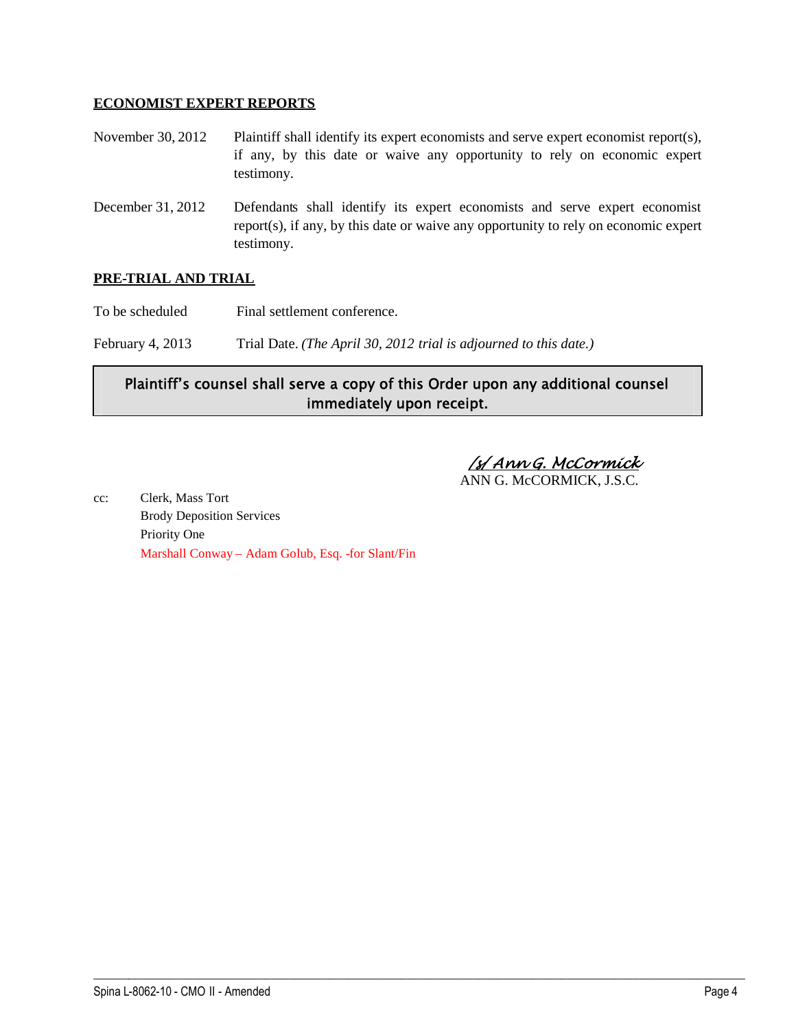**ECONOMIST EXPERT REPORTS**

| | |
|---|---|
| November 30, 2012 | Plaintiff shall identify its expert economists and serve expert economist report(s), if any, by this date or waive any opportunity to rely on economic expert testimony. |
| December 31, 2012 | Defendants shall identify its expert economists and serve expert economist report(s), if any, by this date or waive any opportunity to rely on economic expert testimony. |

**PRE-TRIAL AND TRIAL**

| | |
|---|---|
| To be scheduled | Final settlement conference. |
| February 4, 2013 | Trial Date. *(The April 30, 2012 trial is adjourned to this date.)* |

**Plaintiff's counsel shall serve a copy of this Order upon any additional counsel immediately upon receipt.**

/s/ Ann G. McCormick
ANN G. McCORMICK, J.S.C.

cc: Clerk, Mass Tort
Brody Deposition Services
Priority One
Marshall Conway – Adam Golub, Esq. -for Slant/Fin